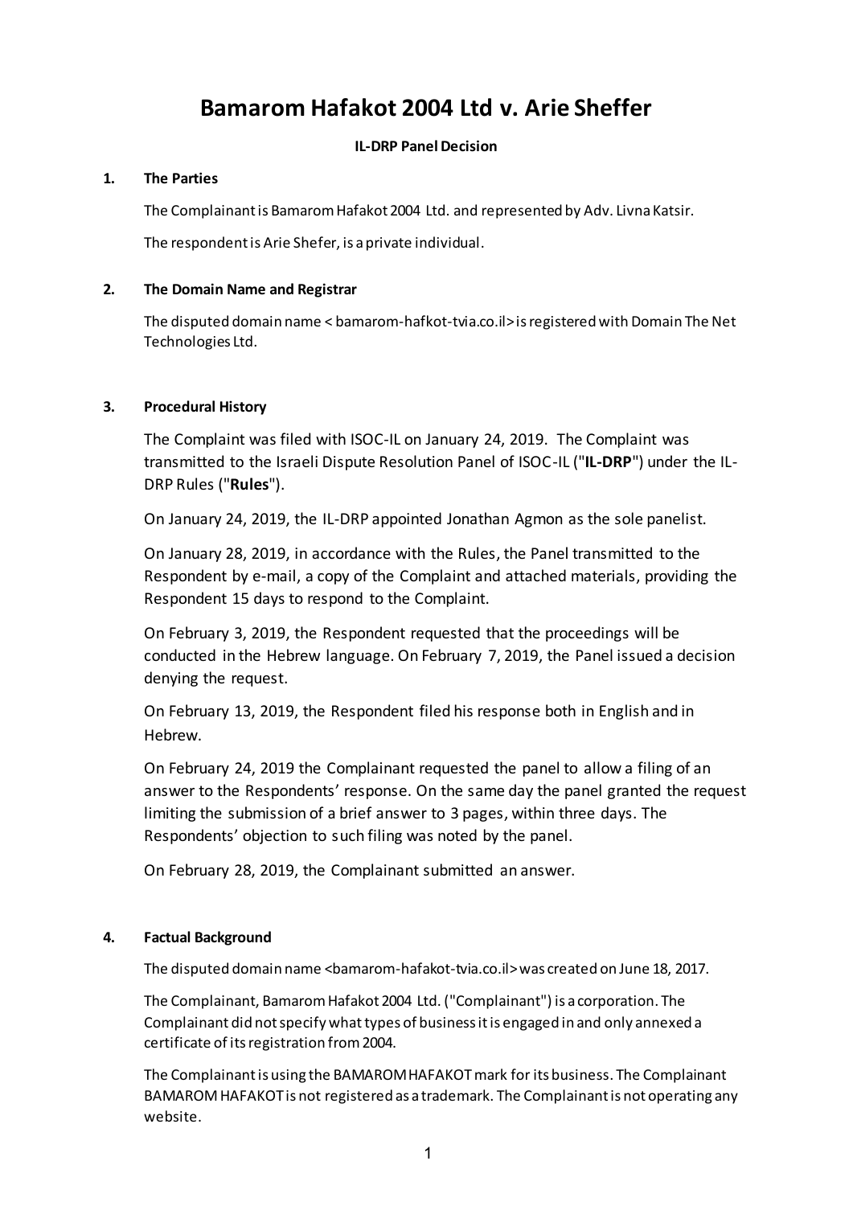# Bamarom Hafakot 2004 Ltd v. Arie Sheffer

**IL-DRP Panel Decision**

## 1. The Parties

The Complainant is Bamarom Hafakot 2004 Ltd. and represented by Adv. Livna Katsir.

The respondent is Arie Shefer, is a private individual.

## 2. The Domain Name and Registrar

The disputed domain name < bamarom-hafkot-tvia.co.il> is registered with Domain The Net Technologies Ltd.

## 3. Procedural History

The Complaint was filed with ISOC-IL on January 24, 2019. The Complaint was transmitted to the Israeli Dispute Resolution Panel of ISOC-IL ("**IL-DRP**") under the IL-DRP Rules ("**Rules**").

On January 24, 2019, the IL-DRP appointed Jonathan Agmon as the sole panelist.

On January 28, 2019, in accordance with the Rules, the Panel transmitted to the Respondent by e-mail, a copy of the Complaint and attached materials, providing the Respondent 15 days to respond to the Complaint.

On February 3, 2019, the Respondent requested that the proceedings will be conducted in the Hebrew language. On February 7, 2019, the Panel issued a decision denying the request.

On February 13, 2019, the Respondent filed his response both in English and in Hebrew.

On February 24, 2019 the Complainant requested the panel to allow a filing of an answer to the Respondents' response. On the same day the panel granted the request limiting the submission of a brief answer to 3 pages, within three days. The Respondents' objection to such filing was noted by the panel.

On February 28, 2019, the Complainant submitted an answer.

## 4. Factual Background

The disputed domain name <bamarom-hafakot-tvia.co.il> was created on June 18, 2017.

The Complainant, Bamarom Hafakot 2004 Ltd. ("Complainant") is a corporation. The Complainant did not specify what types of business it is engaged in and only annexed a certificate of its registration from 2004.

The Complainant is using the BAMAROM HAFAKOT mark for its business. The Complainant BAMAROM HAFAKOT is not registered as a trademark. The Complainant is not operating any website.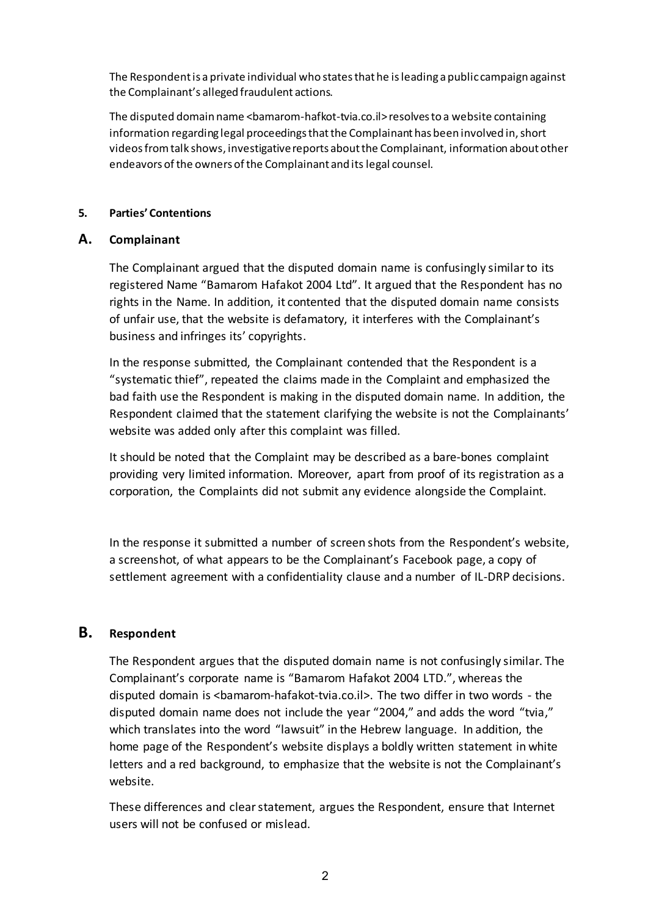The Respondent is a private individual who states that he is leading a public campaign against the Complainant's alleged fraudulent actions.

The disputed domain name <bamarom-hafkot-tvia.co.il> resolves to a website containing information regarding legal proceedings that the Complainant has been involved in, short videos from talk shows, investigative reports about the Complainant, information about other endeavors of the owners of the Complainant and its legal counsel.

#### 5. Parties' Contentions

## A. Complainant

The Complainant argued that the disputed domain name is confusingly similar to its registered Name "Bamarom Hafakot 2004 Ltd". It argued that the Respondent has no rights in the Name. In addition, it contented that the disputed domain name consists of unfair use, that the website is defamatory, it interferes with the Complainant's business and infringes its' copyrights.

In the response submitted, the Complainant contended that the Respondent is a "systematic thief", repeated the claims made in the Complaint and emphasized the bad faith use the Respondent is making in the disputed domain name. In addition, the Respondent claimed that the statement clarifying the website is not the Complainants' website was added only after this complaint was filled.

It should be noted that the Complaint may be described as a bare-bones complaint providing very limited information. Moreover, apart from proof of its registration as a corporation, the Complaints did not submit any evidence alongside the Complaint.

In the response it submitted a number of screen shots from the Respondent's website, a screenshot, of what appears to be the Complainant's Facebook page, a copy of settlement agreement with a confidentiality clause and a number of IL-DRP decisions.

## B. Respondent

The Respondent argues that the disputed domain name is not confusingly similar. The Complainant's corporate name is "Bamarom Hafakot 2004 LTD.", whereas the disputed domain is <bamarom-hafakot-tvia.co.il>. The two differ in two words - the disputed domain name does not include the year "2004," and adds the word "tvia," which translates into the word "lawsuit" in the Hebrew language. In addition, the home page of the Respondent's website displays a boldly written statement in white letters and a red background, to emphasize that the website is not the Complainant's website.

These differences and clear statement, argues the Respondent, ensure that Internet users will not be confused or mislead.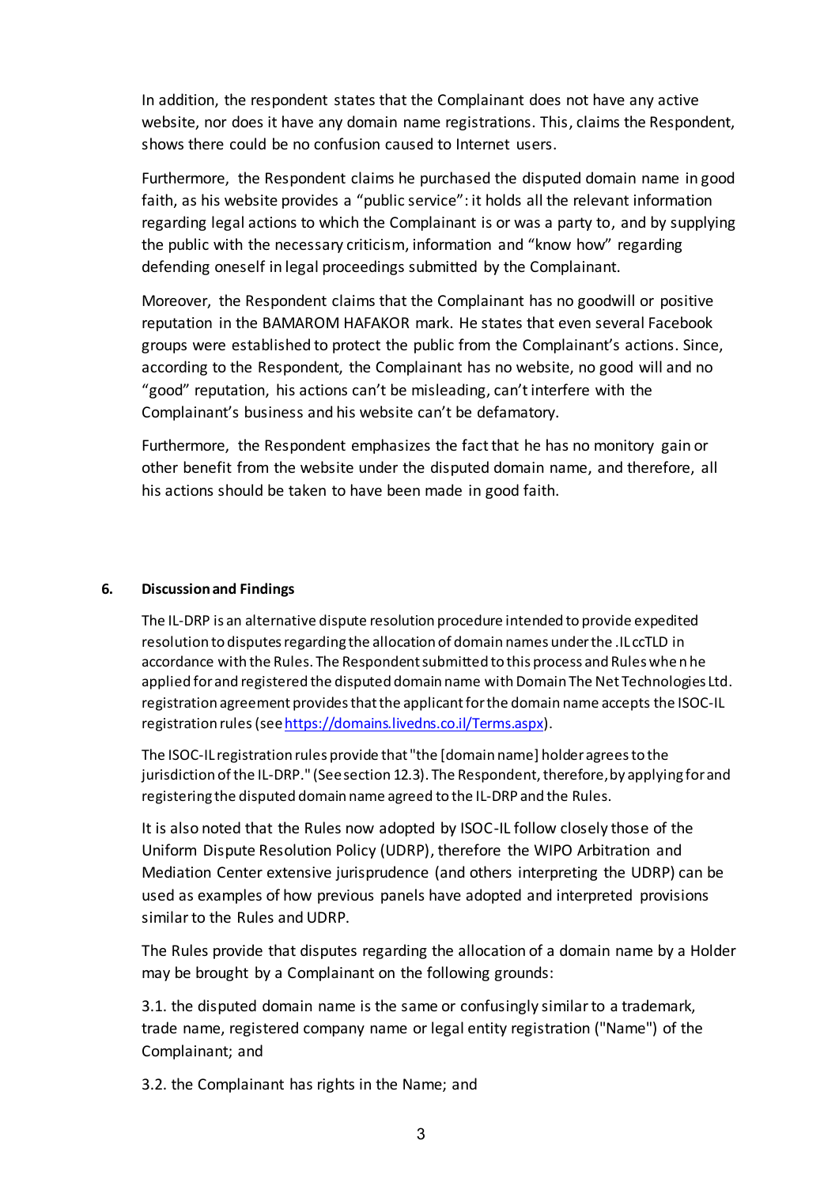In addition, the respondent states that the Complainant does not have any active website, nor does it have any domain name registrations. This, claims the Respondent, shows there could be no confusion caused to Internet users.

Furthermore, the Respondent claims he purchased the disputed domain name in good faith, as his website provides a "public service": it holds all the relevant information regarding legal actions to which the Complainant is or was a party to, and by supplying the public with the necessary criticism, information and "know how" regarding defending oneself in legal proceedings submitted by the Complainant.

Moreover, the Respondent claims that the Complainant has no goodwill or positive reputation in the BAMAROM HAFAKOR mark. He states that even several Facebook groups were established to protect the public from the Complainant's actions. Since, according to the Respondent, the Complainant has no website, no good will and no "good" reputation, his actions can't be misleading, can't interfere with the Complainant's business and his website can't be defamatory.

Furthermore, the Respondent emphasizes the fact that he has no monitory gain or other benefit from the website under the disputed domain name, and therefore, all his actions should be taken to have been made in good faith.

## 6. Discussion and Findings

The IL-DRP is an alternative dispute resolution procedure intended to provide expedited resolution to disputes regarding the allocation of domain names under the .IL ccTLD in accordance with the Rules. The Respondent submitted to this process and Rules when he applied for and registered the disputed domain name with Domain The Net Technologies Ltd. registration agreement provides that the applicant for the domain name accepts the ISOC-IL registration rules (see https://domains.livedns.co.il/Terms.aspx).

The ISOC-IL registration rules provide that "the [domain name] holder agrees to the jurisdiction of the IL-DRP." (See section 12.3). The Respondent, therefore, by applying for and registering the disputed domain name agreed to the IL-DRP and the Rules.

It is also noted that the Rules now adopted by ISOC-IL follow closely those of the Uniform Dispute Resolution Policy (UDRP), therefore the WIPO Arbitration and Mediation Center extensive jurisprudence (and others interpreting the UDRP) can be used as examples of how previous panels have adopted and interpreted provisions similar to the Rules and UDRP.

The Rules provide that disputes regarding the allocation of a domain name by a Holder may be brought by a Complainant on the following grounds:

3.1. the disputed domain name is the same or confusingly similar to a trademark, trade name, registered company name or legal entity registration ("Name") of the Complainant; and

3.2. the Complainant has rights in the Name; and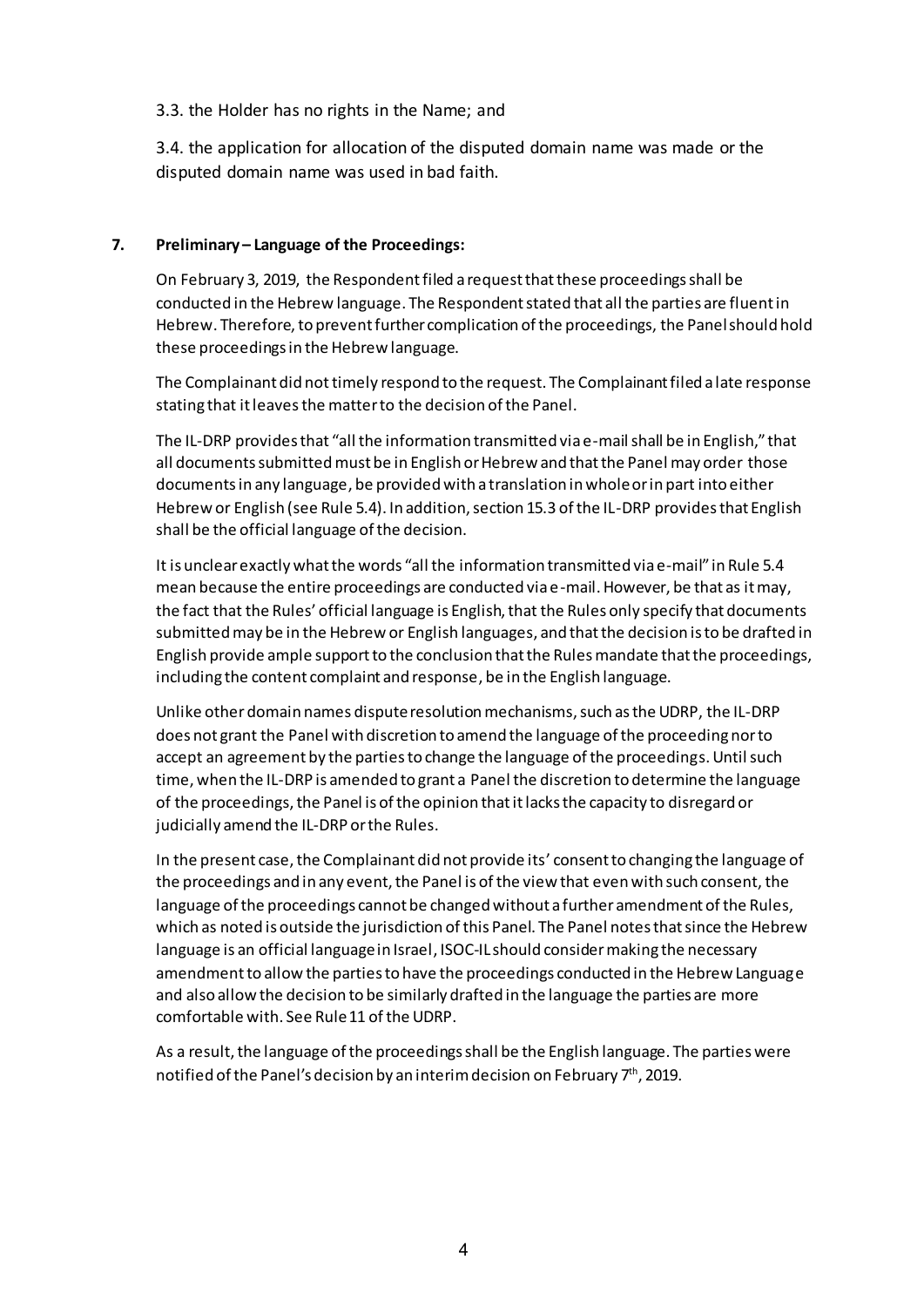3.3. the Holder has no rights in the Name; and

3.4. the application for allocation of the disputed domain name was made or the disputed domain name was used in bad faith.

**7. Preliminary – Language of the Proceedings:**

On February 3, 2019, the Respondent filed a request that these proceedings shall be conducted in the Hebrew language. The Respondent stated that all the parties are fluent in Hebrew. Therefore, to prevent further complication of the proceedings, the Panel should hold these proceedings in the Hebrew language.

The Complainant did not timely respond to the request. The Complainant filed a late response stating that it leaves the matter to the decision of the Panel.

The IL-DRP provides that "all the information transmitted via e-mail shall be in English," that all documents submitted must be in English or Hebrew and that the Panel may order those documents in any language, be provided with a translation in whole or in part into either Hebrew or English (see Rule 5.4). In addition, section 15.3 of the IL-DRP provides that English shall be the official language of the decision.

It is unclear exactly what the words "all the information transmitted via e-mail" in Rule 5.4 mean because the entire proceedings are conducted via e-mail. However, be that as it may, the fact that the Rules' official language is English, that the Rules only specify that documents submitted may be in the Hebrew or English languages, and that the decision is to be drafted in English provide ample support to the conclusion that the Rules mandate that the proceedings, including the content complaint and response, be in the English language.

Unlike other domain names dispute resolution mechanisms, such as the UDRP, the IL-DRP does not grant the Panel with discretion to amend the language of the proceeding nor to accept an agreement by the parties to change the language of the proceedings. Until such time, when the IL-DRP is amended to grant a Panel the discretion to determine the language of the proceedings, the Panel is of the opinion that it lacks the capacity to disregard or judicially amend the IL-DRP or the Rules.

In the present case, the Complainant did not provide its' consent to changing the language of the proceedings and in any event, the Panel is of the view that even with such consent, the language of the proceedings cannot be changed without a further amendment of the Rules, which as noted is outside the jurisdiction of this Panel. The Panel notes that since the Hebrew language is an official language in Israel, ISOC-IL should consider making the necessary amendment to allow the parties to have the proceedings conducted in the Hebrew Language and also allow the decision to be similarly drafted in the language the parties are more comfortable with. See Rule 11 of the UDRP.

As a result, the language of the proceedings shall be the English language. The parties were notified of the Panel's decision by an interim decision on February 7th, 2019.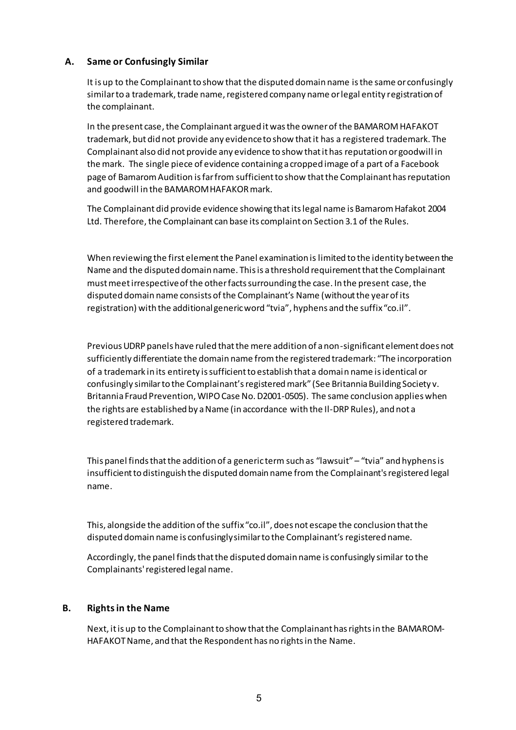## A. Same or Confusingly Similar

It is up to the Complainant to show that the disputed domain name is the same or confusingly similar to a trademark, trade name, registered company name or legal entity registration of the complainant.

In the present case, the Complainant argued it was the owner of the BAMAROM HAFAKOT trademark, but did not provide any evidence to show that it has a registered trademark. The Complainant also did not provide any evidence to show that it has reputation or goodwill in the mark. The single piece of evidence containing a cropped image of a part of a Facebook page of Bamarom Audition is far from sufficient to show that the Complainant has reputation and goodwill in the BAMAROM HAFAKOR mark.

The Complainant did provide evidence showing that its legal name is Bamarom Hafakot 2004 Ltd. Therefore, the Complainant can base its complaint on Section 3.1 of the Rules.

When reviewing the first element the Panel examination is limited to the identity between the Name and the disputed domain name. This is a threshold requirement that the Complainant must meet irrespective of the other facts surrounding the case. In the present case, the disputed domain name consists of the Complainant's Name (without the year of its registration) with the additional generic word "tvia", hyphens and the suffix "co.il".

Previous UDRP panels have ruled that the mere addition of a non-significant element does not sufficiently differentiate the domain name from the registered trademark: "The incorporation of a trademark in its entirety is sufficient to establish that a domain name is identical or confusingly similar to the Complainant's registered mark" (See Britannia Building Society v. Britannia Fraud Prevention, WIPO Case No. D2001-0505). The same conclusion applies when the rights are established by a Name (in accordance with the Il-DRP Rules), and not a registered trademark.

This panel finds that the addition of a generic term such as "lawsuit" – "tvia" and hyphens is insufficient to distinguish the disputed domain name from the Complainant's registered legal name.

This, alongside the addition of the suffix "co.il", does not escape the conclusion that the disputed domain name is confusingly similar to the Complainant's registered name.

Accordingly, the panel finds that the disputed domain name is confusingly similar to the Complainants' registered legal name.

## B. Rights in the Name

Next, it is up to the Complainant to show that the Complainant has rights in the BAMAROM-HAFAKOT Name, and that the Respondent has no rights in the Name.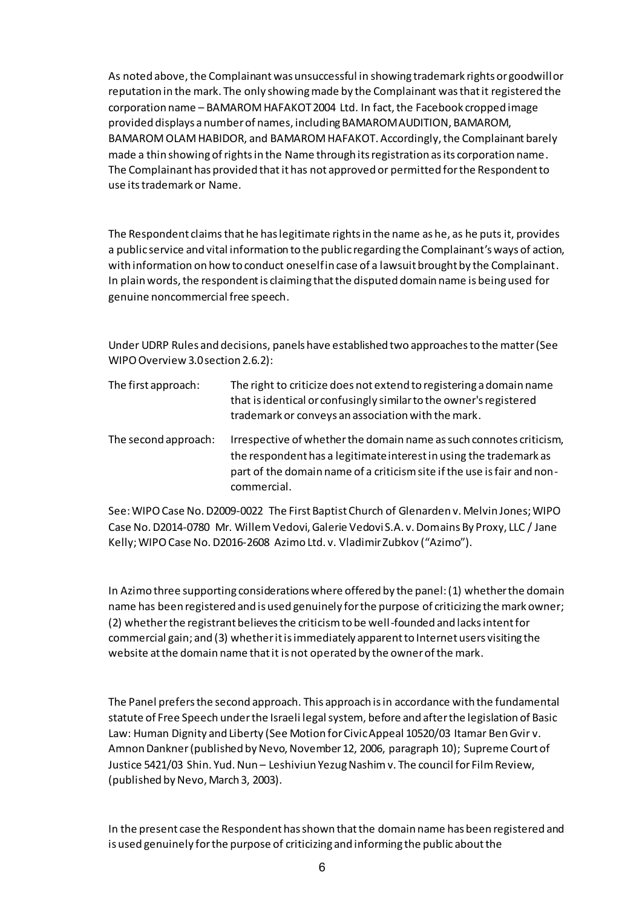As noted above, the Complainant was unsuccessful in showing trademark rights or goodwill or reputation in the mark. The only showing made by the Complainant was that it registered the corporation name – BAMAROM HAFAKOT 2004 Ltd. In fact, the Facebook cropped image provided displays a number of names, including BAMAROM AUDITION, BAMAROM, BAMAROM OLAM HABIDOR, and BAMAROM HAFAKOT. Accordingly, the Complainant barely made a thin showing of rights in the Name through its registration as its corporation name. The Complainant has provided that it has not approved or permitted for the Respondent to use its trademark or Name.

The Respondent claims that he has legitimate rights in the name as he, as he puts it, provides a public service and vital information to the public regarding the Complainant's ways of action, with information on how to conduct oneself in case of a lawsuit brought by the Complainant. In plain words, the respondent is claiming that the disputed domain name is being used for genuine noncommercial free speech.

Under UDRP Rules and decisions, panels have established two approaches to the matter (See WIPO Overview 3.0 section 2.6.2):

| | |
|---|---|
| The first approach: | The right to criticize does not extend to registering a domain name that is identical or confusingly similar to the owner's registered trademark or conveys an association with the mark. |
| The second approach: | Irrespective of whether the domain name as such connotes criticism, the respondent has a legitimate interest in using the trademark as part of the domain name of a criticism site if the use is fair and non-commercial. |

See: WIPO Case No. D2009-0022 The First Baptist Church of Glenarden v. Melvin Jones; WIPO Case No. D2014-0780 Mr. Willem Vedovi, Galerie Vedovi S.A. v. Domains By Proxy, LLC / Jane Kelly; WIPO Case No. D2016-2608 Azimo Ltd. v. Vladimir Zubkov ("Azimo").

In Azimo three supporting considerations where offered by the panel: (1) whether the domain name has been registered and is used genuinely for the purpose of criticizing the mark owner; (2) whether the registrant believes the criticism to be well-founded and lacks intent for commercial gain; and (3) whether it is immediately apparent to Internet users visiting the website at the domain name that it is not operated by the owner of the mark.

The Panel prefers the second approach. This approach is in accordance with the fundamental statute of Free Speech under the Israeli legal system, before and after the legislation of Basic Law: Human Dignity and Liberty (See Motion for Civic Appeal 10520/03 Itamar Ben Gvir v. Amnon Dankner (published by Nevo, November 12, 2006, paragraph 10); Supreme Court of Justice 5421/03 Shin. Yud. Nun – Leshiviun Yezug Nashim v. The council for Film Review, (published by Nevo, March 3, 2003).

In the present case the Respondent has shown that the domain name has been registered and is used genuinely for the purpose of criticizing and informing the public about the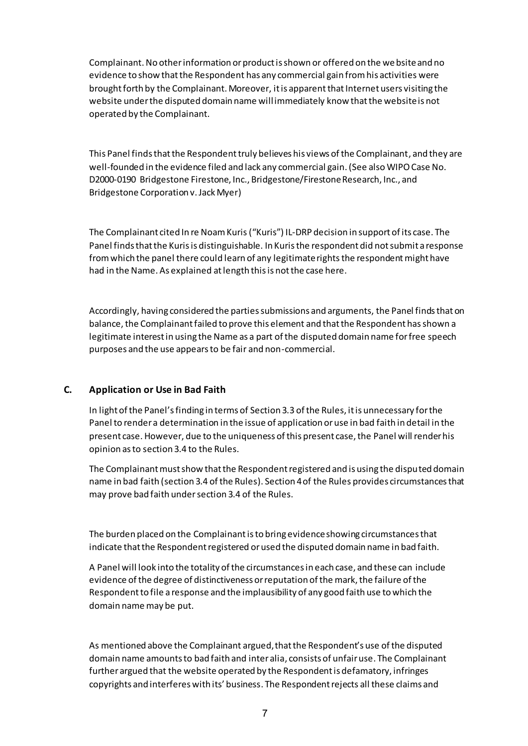Complainant. No other information or product is shown or offered on the website and no evidence to show that the Respondent has any commercial gain from his activities were brought forth by the Complainant. Moreover, it is apparent that Internet users visiting the website under the disputed domain name will immediately know that the website is not operated by the Complainant.

This Panel finds that the Respondent truly believes his views of the Complainant, and they are well-founded in the evidence filed and lack any commercial gain. (See also WIPO Case No. D2000-0190 Bridgestone Firestone, Inc., Bridgestone/Firestone Research, Inc., and Bridgestone Corporation v. Jack Myer)

The Complainant cited In re Noam Kuris ("Kuris") IL-DRP decision in support of its case. The Panel finds that the Kuris is distinguishable. In Kuris the respondent did not submit a response from which the panel there could learn of any legitimate rights the respondent might have had in the Name. As explained at length this is not the case here.

Accordingly, having considered the parties submissions and arguments, the Panel finds that on balance, the Complainant failed to prove this element and that the Respondent has shown a legitimate interest in using the Name as a part of the disputed domain name for free speech purposes and the use appears to be fair and non-commercial.

### C. Application or Use in Bad Faith

In light of the Panel's finding in terms of Section 3.3 of the Rules, it is unnecessary for the Panel to render a determination in the issue of application or use in bad faith in detail in the present case. However, due to the uniqueness of this present case, the Panel will render his opinion as to section 3.4 to the Rules.

The Complainant must show that the Respondent registered and is using the disputed domain name in bad faith (section 3.4 of the Rules). Section 4 of the Rules provides circumstances that may prove bad faith under section 3.4 of the Rules.

The burden placed on the Complainant is to bring evidence showing circumstances that indicate that the Respondent registered or used the disputed domain name in bad faith.

A Panel will look into the totality of the circumstances in each case, and these can include evidence of the degree of distinctiveness or reputation of the mark, the failure of the Respondent to file a response and the implausibility of any good faith use to which the domain name may be put.

As mentioned above the Complainant argued, that the Respondent's use of the disputed domain name amounts to bad faith and inter alia, consists of unfair use. The Complainant further argued that the website operated by the Respondent is defamatory, infringes copyrights and interferes with its' business. The Respondent rejects all these claims and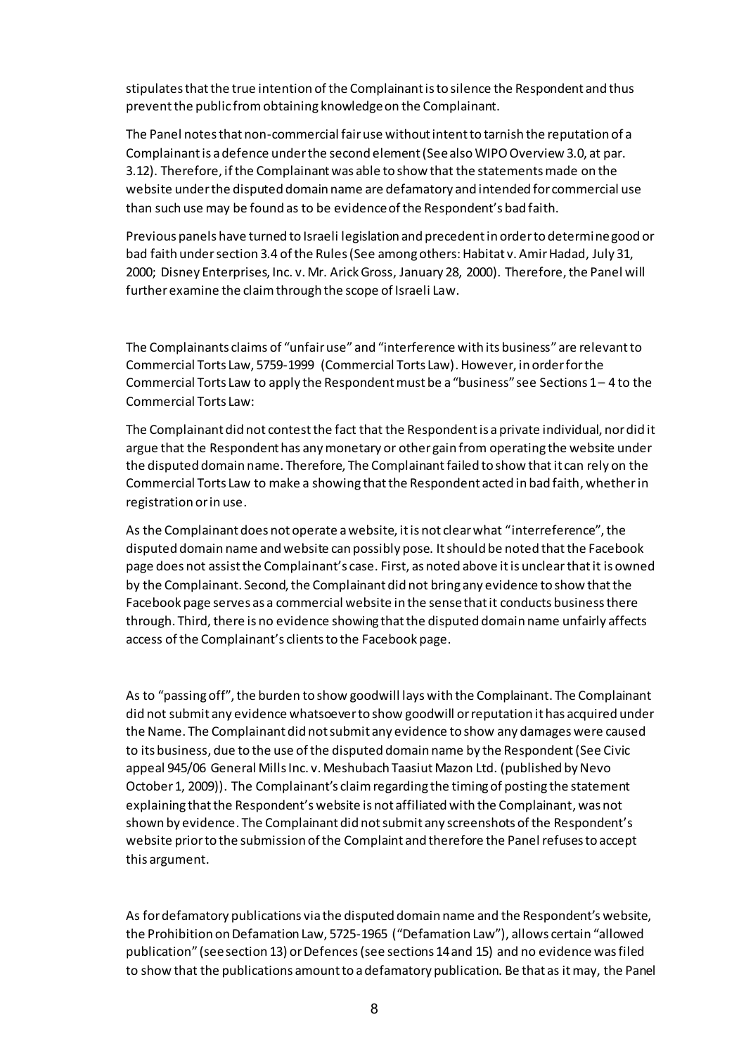stipulates that the true intention of the Complainant is to silence the Respondent and thus prevent the public from obtaining knowledge on the Complainant.

The Panel notes that non-commercial fair use without intent to tarnish the reputation of a Complainant is a defence under the second element (See also WIPO Overview 3.0, at par. 3.12). Therefore, if the Complainant was able to show that the statements made on the website under the disputed domain name are defamatory and intended for commercial use than such use may be found as to be evidence of the Respondent's bad faith.

Previous panels have turned to Israeli legislation and precedent in order to determine good or bad faith under section 3.4 of the Rules (See among others: Habitat v. Amir Hadad, July 31, 2000; Disney Enterprises, Inc. v. Mr. Arick Gross, January 28, 2000). Therefore, the Panel will further examine the claim through the scope of Israeli Law.

The Complainants claims of "unfair use" and "interference with its business" are relevant to Commercial Torts Law, 5759-1999 (Commercial Torts Law). However, in order for the Commercial Torts Law to apply the Respondent must be a "business" see Sections 1 – 4 to the Commercial Torts Law:

The Complainant did not contest the fact that the Respondent is a private individual, nor did it argue that the Respondent has any monetary or other gain from operating the website under the disputed domain name. Therefore, The Complainant failed to show that it can rely on the Commercial Torts Law to make a showing that the Respondent acted in bad faith, whether in registration or in use.

As the Complainant does not operate a website, it is not clear what "interreference", the disputed domain name and website can possibly pose. It should be noted that the Facebook page does not assist the Complainant's case. First, as noted above it is unclear that it is owned by the Complainant. Second, the Complainant did not bring any evidence to show that the Facebook page serves as a commercial website in the sense that it conducts business there through. Third, there is no evidence showing that the disputed domain name unfairly affects access of the Complainant's clients to the Facebook page.

As to "passing off", the burden to show goodwill lays with the Complainant. The Complainant did not submit any evidence whatsoever to show goodwill or reputation it has acquired under the Name. The Complainant did not submit any evidence to show any damages were caused to its business, due to the use of the disputed domain name by the Respondent (See Civic appeal 945/06 General Mills Inc. v. Meshubach Taasiut Mazon Ltd. (published by Nevo October 1, 2009)). The Complainant's claim regarding the timing of posting the statement explaining that the Respondent's website is not affiliated with the Complainant, was not shown by evidence. The Complainant did not submit any screenshots of the Respondent's website prior to the submission of the Complaint and therefore the Panel refuses to accept this argument.

As for defamatory publications via the disputed domain name and the Respondent's website, the Prohibition on Defamation Law, 5725-1965 ("Defamation Law"), allows certain "allowed publication" (see section 13) or Defences (see sections 14 and 15) and no evidence was filed to show that the publications amount to a defamatory publication. Be that as it may, the Panel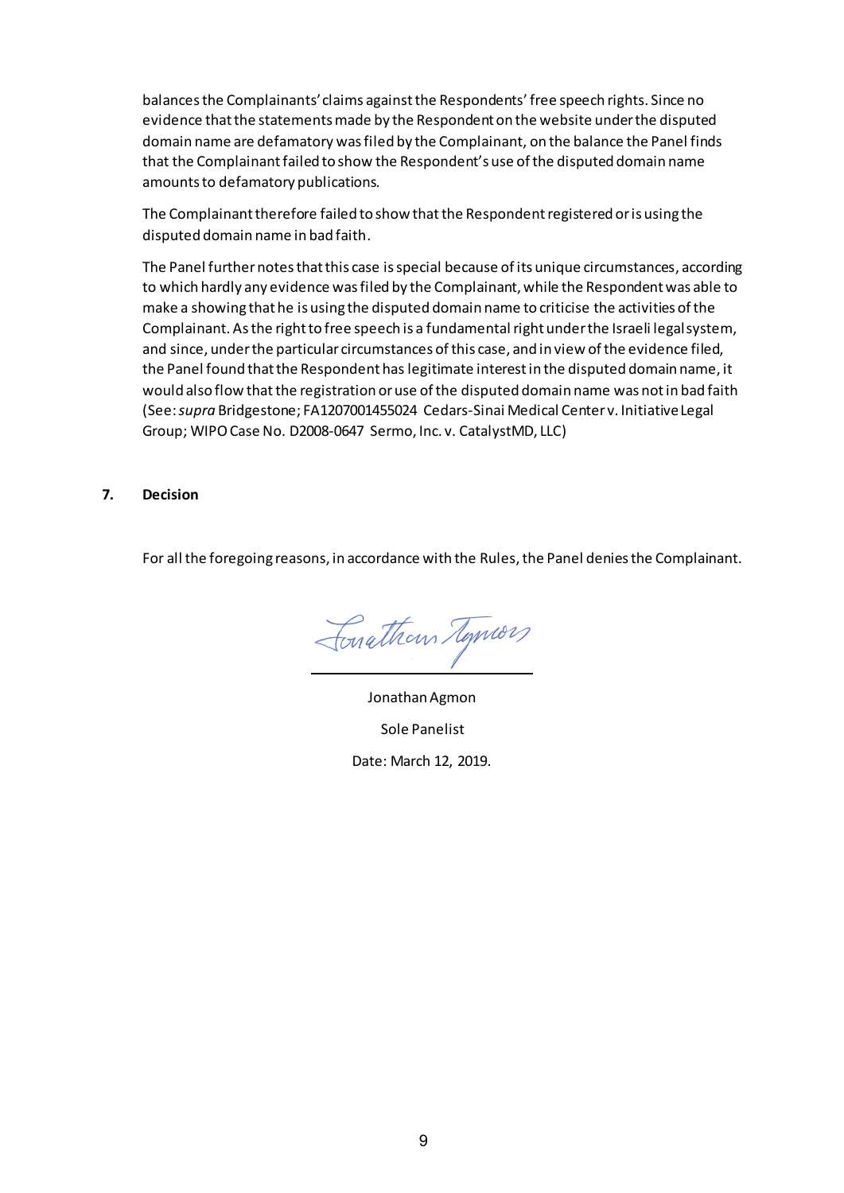balances the Complainants' claims against the Respondents' free speech rights. Since no evidence that the statements made by the Respondent on the website under the disputed domain name are defamatory was filed by the Complainant, on the balance the Panel finds that the Complainant failed to show the Respondent's use of the disputed domain name amounts to defamatory publications.

The Complainant therefore failed to show that the Respondent registered or is using the disputed domain name in bad faith.

The Panel further notes that this case is special because of its unique circumstances, according to which hardly any evidence was filed by the Complainant, while the Respondent was able to make a showing that he is using the disputed domain name to criticise the activities of the Complainant. As the right to free speech is a fundamental right under the Israeli legal system, and since, under the particular circumstances of this case, and in view of the evidence filed, the Panel found that the Respondent has legitimate interest in the disputed domain name, it would also flow that the registration or use of the disputed domain name was not in bad faith (See: *supra* Bridgestone; FA1207001455024 Cedars-Sinai Medical Center v. Initiative Legal Group; WIPO Case No. D2008-0647 Sermo, Inc. v. CatalystMD, LLC)

**7. Decision**

For all the foregoing reasons, in accordance with the Rules, the Panel denies the Complainant.

Jonathan Agmon

Sole Panelist

Date: March 12, 2019.